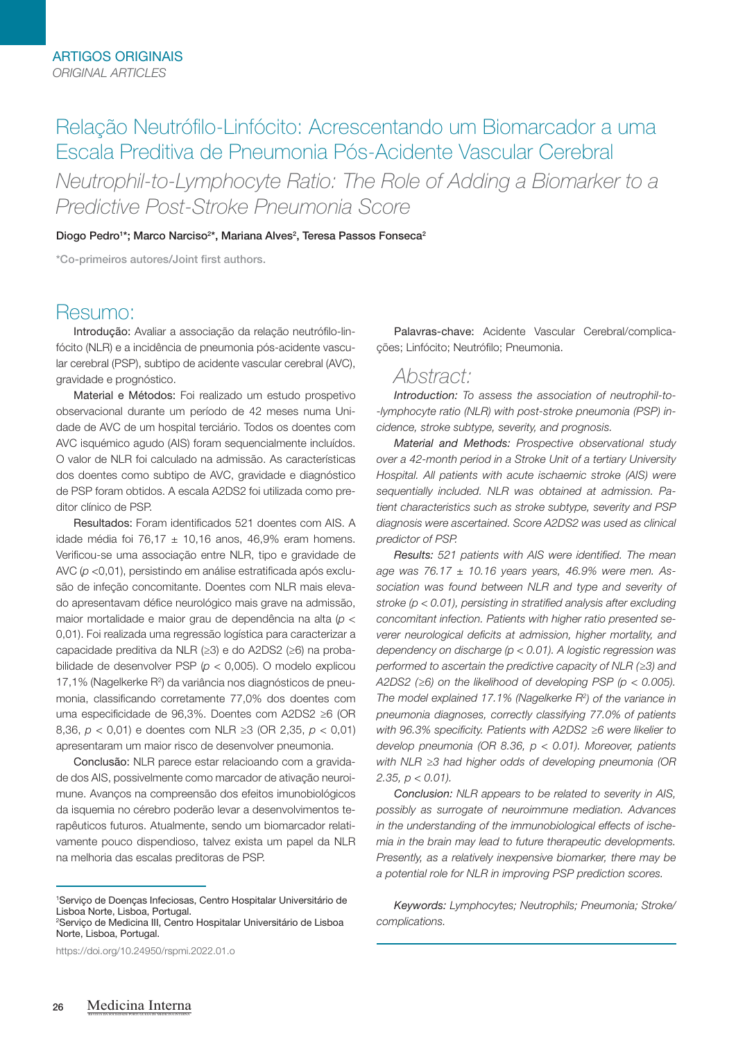ARTIGOS ORIGINAIS
*ORIGINAL ARTICLES*

# Relação Neutrófilo-Linfócito: Acrescentando um Biomarcador a uma Escala Preditiva de Pneumonia Pós-Acidente Vascular Cerebral

*Neutrophil-to-Lymphocyte Ratio: The Role of Adding a Biomarker to a Predictive Post-Stroke Pneumonia Score*

**Diogo Pedro[1]*; Marco Narciso[2]*, Mariana Alves[2], Teresa Passos Fonseca[2]**

*Co-primeiros autores/Joint first authors.

## Resumo:

Introdução: Avaliar a associação da relação neutrófilo-linfócito (NLR) e a incidência de pneumonia pós-acidente vascular cerebral (PSP), subtipo de acidente vascular cerebral (AVC), gravidade e prognóstico.

Material e Métodos: Foi realizado um estudo prospetivo observacional durante um período de 42 meses numa Unidade de AVC de um hospital terciário. Todos os doentes com AVC isquémico agudo (AIS) foram sequencialmente incluídos. O valor de NLR foi calculado na admissão. As características dos doentes como subtipo de AVC, gravidade e diagnóstico de PSP foram obtidos. A escala A2DS2 foi utilizada como preditor clínico de PSP.

Resultados: Foram identificados 521 doentes com AIS. A idade média foi 76,17 ± 10,16 anos, 46,9% eram homens. Verificou-se uma associação entre NLR, tipo e gravidade de AVC ($p$ <0,01), persistindo em análise estratificada após exclusão de infeção concomitante. Doentes com NLR mais elevado apresentavam défice neurológico mais grave na admissão, maior mortalidade e maior grau de dependência na alta ($p$ < 0,01). Foi realizada uma regressão logística para caracterizar a capacidade preditiva da NLR (≥3) e do A2DS2 (≥6) na probabilidade de desenvolver PSP ($p$ < 0,005). O modelo explicou 17,1% (Nagelkerke $R^2$) da variância nos diagnósticos de pneumonia, classificando corretamente 77,0% dos doentes com uma especificidade de 96,3%. Doentes com A2DS2 ≥6 (OR 8,36, $p$ < 0,01) e doentes com NLR ≥3 (OR 2,35, $p$ < 0,01) apresentaram um maior risco de desenvolver pneumonia.

Conclusão: NLR parece estar relacioando com a gravidade dos AIS, possivelmente como marcador de ativação neuroimune. Avanços na compreensão dos efeitos imunobiológicos da isquemia no cérebro poderão levar a desenvolvimentos terapêuticos futuros. Atualmente, sendo um biomarcador relativamente pouco dispendioso, talvez exista um papel da NLR na melhoria das escalas preditoras de PSP.

Palavras-chave: Acidente Vascular Cerebral/complicações; Linfócito; Neutrófilo; Pneumonia.

## *Abstract:*

*Introduction: To assess the association of neutrophil-to--lymphocyte ratio (NLR) with post-stroke pneumonia (PSP) incidence, stroke subtype, severity, and prognosis.*

*Material and Methods: Prospective observational study over a 42-month period in a Stroke Unit of a tertiary University Hospital. All patients with acute ischaemic stroke (AIS) were sequentially included. NLR was obtained at admission. Patient characteristics such as stroke subtype, severity and PSP diagnosis were ascertained. Score A2DS2 was used as clinical predictor of PSP.*

*Results: 521 patients with AIS were identified. The mean age was 76.17 ± 10.16 years years, 46.9% were men. Association was found between NLR and type and severity of stroke ($p$ < 0.01), persisting in stratified analysis after excluding concomitant infection. Patients with higher ratio presented severer neurological deficits at admission, higher mortality, and dependency on discharge ($p$ < 0.01). A logistic regression was performed to ascertain the predictive capacity of NLR (≥3) and A2DS2 (≥6) on the likelihood of developing PSP ($p$ < 0.005). The model explained 17.1% (Nagelkerke $R^2$) of the variance in pneumonia diagnoses, correctly classifying 77.0% of patients with 96.3% specificity. Patients with A2DS2 ≥6 were likelier to develop pneumonia (OR 8.36, $p$ < 0.01). Moreover, patients with NLR ≥3 had higher odds of developing pneumonia (OR 2.35, $p$ < 0.01).*

*Conclusion: NLR appears to be related to severity in AIS, possibly as surrogate of neuroimmune mediation. Advances in the understanding of the immunobiological effects of ischemia in the brain may lead to future therapeutic developments. Presently, as a relatively inexpensive biomarker, there may be a potential role for NLR in improving PSP prediction scores.*

*Keywords: Lymphocytes; Neutrophils; Pneumonia; Stroke/complications.*

---

[1]Serviço de Doenças Infeciosas, Centro Hospitalar Universitário de Lisboa Norte, Lisboa, Portugal.
[2]Serviço de Medicina III, Centro Hospitalar Universitário de Lisboa Norte, Lisboa, Portugal.

https://doi.org/10.24950/rspmi.2022.01.o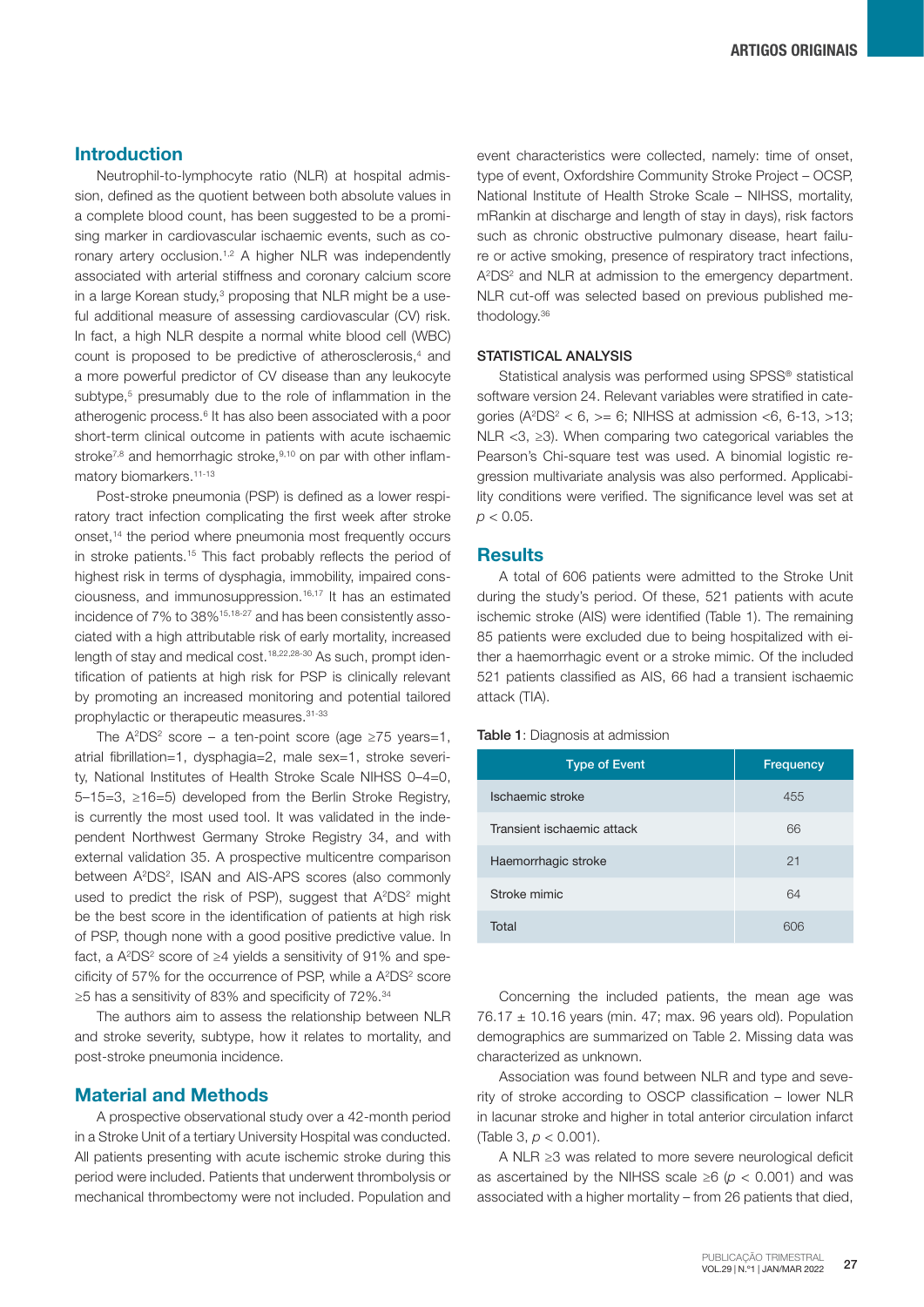## Introduction

Neutrophil-to-lymphocyte ratio (NLR) at hospital admission, defined as the quotient between both absolute values in a complete blood count, has been suggested to be a promising marker in cardiovascular ischaemic events, such as coronary artery occlusion.[1,2] A higher NLR was independently associated with arterial stiffness and coronary calcium score in a large Korean study,[3] proposing that NLR might be a useful additional measure of assessing cardiovascular (CV) risk. In fact, a high NLR despite a normal white blood cell (WBC) count is proposed to be predictive of atherosclerosis,[4] and a more powerful predictor of CV disease than any leukocyte subtype,[5] presumably due to the role of inflammation in the atherogenic process.[6] It has also been associated with a poor short-term clinical outcome in patients with acute ischaemic stroke[7,8] and hemorrhagic stroke,[9,10] on par with other inflammatory biomarkers.[11-13]

Post-stroke pneumonia (PSP) is defined as a lower respiratory tract infection complicating the first week after stroke onset,[14] the period where pneumonia most frequently occurs in stroke patients.[15] This fact probably reflects the period of highest risk in terms of dysphagia, immobility, impaired consciousness, and immunosuppression.[16,17] It has an estimated incidence of 7% to 38%[15,18-27] and has been consistently associated with a high attributable risk of early mortality, increased length of stay and medical cost.[18,22,28-30] As such, prompt identification of patients at high risk for PSP is clinically relevant by promoting an increased monitoring and potential tailored prophylactic or therapeutic measures.[31-33]

The $A^2DS^2$ score – a ten-point score (age ≥75 years=1, atrial fibrillation=1, dysphagia=2, male sex=1, stroke severity, National Institutes of Health Stroke Scale NIHSS 0–4=0, 5–15=3, ≥16=5) developed from the Berlin Stroke Registry, is currently the most used tool. It was validated in the independent Northwest Germany Stroke Registry 34, and with external validation 35. A prospective multicentre comparison between $A^2DS^2$, ISAN and AIS-APS scores (also commonly used to predict the risk of PSP), suggest that $A^2DS^2$ might be the best score in the identification of patients at high risk of PSP, though none with a good positive predictive value. In fact, a $A^2DS^2$ score of ≥4 yields a sensitivity of 91% and specificity of 57% for the occurrence of PSP, while a $A^2DS^2$ score ≥5 has a sensitivity of 83% and specificity of 72%.[34]

The authors aim to assess the relationship between NLR and stroke severity, subtype, how it relates to mortality, and post-stroke pneumonia incidence.

## Material and Methods

A prospective observational study over a 42-month period in a Stroke Unit of a tertiary University Hospital was conducted. All patients presenting with acute ischemic stroke during this period were included. Patients that underwent thrombolysis or mechanical thrombectomy were not included. Population and event characteristics were collected, namely: time of onset, type of event, Oxfordshire Community Stroke Project – OCSP, National Institute of Health Stroke Scale – NIHSS, mortality, mRankin at discharge and length of stay in days), risk factors such as chronic obstructive pulmonary disease, heart failure or active smoking, presence of respiratory tract infections, $A^2DS^2$ and NLR at admission to the emergency department. NLR cut-off was selected based on previous published methodology.[36]

### STATISTICAL ANALYSIS

Statistical analysis was performed using SPSS® statistical software version 24. Relevant variables were stratified in categories ($A^2DS^2$ < 6, >= 6; NIHSS at admission <6, 6-13, >13; NLR <3, ≥3). When comparing two categorical variables the Pearson's Chi-square test was used. A binomial logistic regression multivariate analysis was also performed. Applicability conditions were verified. The significance level was set at $p < 0.05$.

## Results

A total of 606 patients were admitted to the Stroke Unit during the study's period. Of these, 521 patients with acute ischemic stroke (AIS) were identified (Table 1). The remaining 85 patients were excluded due to being hospitalized with either a haemorrhagic event or a stroke mimic. Of the included 521 patients classified as AIS, 66 had a transient ischaemic attack (TIA).

**Table 1**: Diagnosis at admission

| Type of Event | Frequency |
|---|---|
| Ischaemic stroke | 455 |
| Transient ischaemic attack | 66 |
| Haemorrhagic stroke | 21 |
| Stroke mimic | 64 |
| Total | 606 |

Concerning the included patients, the mean age was 76.17 ± 10.16 years (min. 47; max. 96 years old). Population demographics are summarized on Table 2. Missing data was characterized as unknown.

Association was found between NLR and type and severity of stroke according to OSCP classification – lower NLR in lacunar stroke and higher in total anterior circulation infarct (Table 3, $p < 0.001$).

A NLR ≥3 was related to more severe neurological deficit as ascertained by the NIHSS scale ≥6 ($p < 0.001$) and was associated with a higher mortality – from 26 patients that died,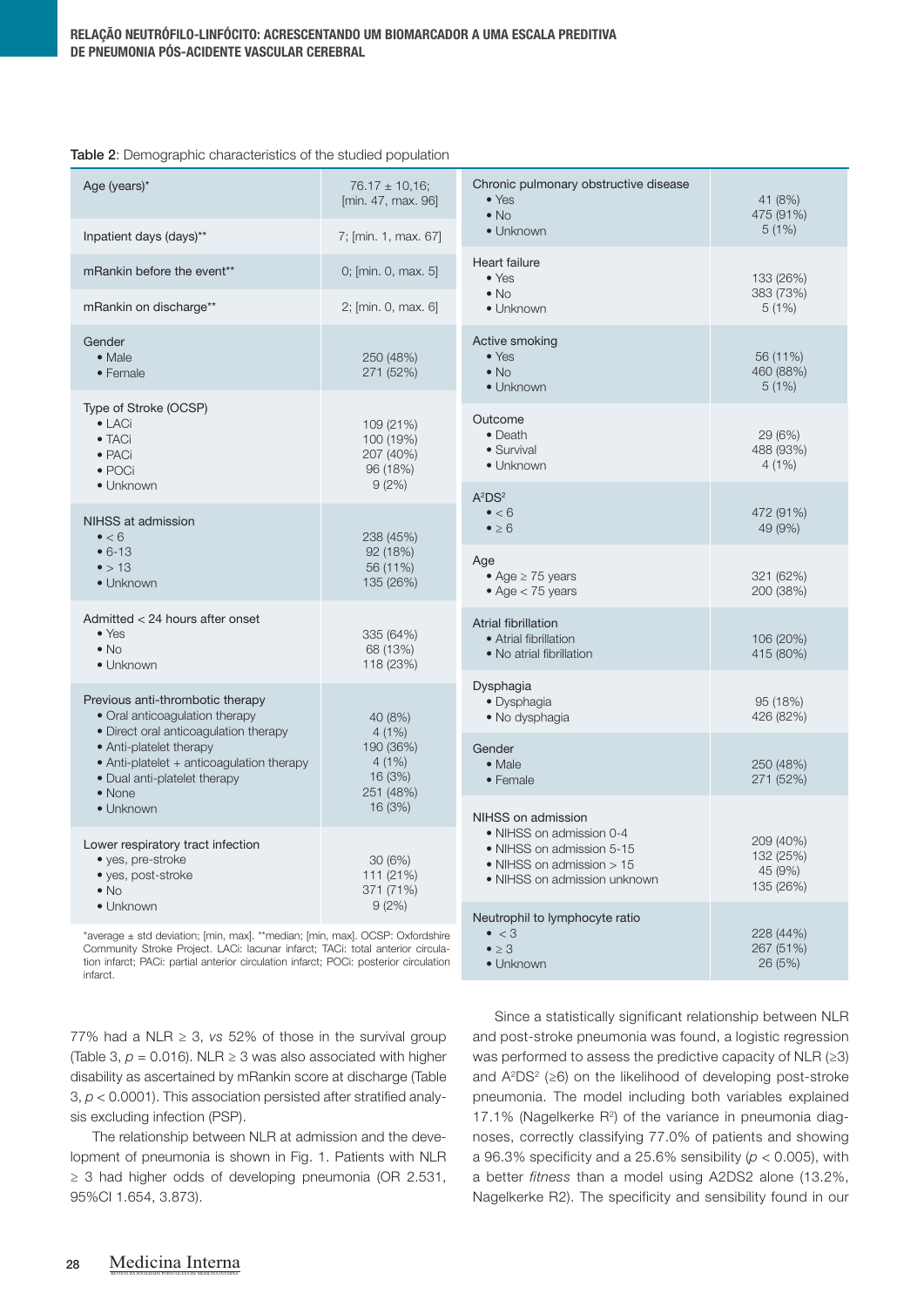**Table 2**: Demographic characteristics of the studied population

| Variable | Value |
|---|---|
| Age (years)* | 76.17 ± 10,16; [min. 47, max. 96] |
| Inpatient days (days)** | 7; [min. 1, max. 67] |
| mRankin before the event** | 0; [min. 0, max. 5] |
| mRankin on discharge** | 2; [min. 0, max. 6] |
| Gender | |
| • Male | 250 (48%) |
| • Female | 271 (52%) |
| Type of Stroke (OCSP) | |
| • LACi | 109 (21%) |
| • TACi | 100 (19%) |
| • PACi | 207 (40%) |
| • POCi | 96 (18%) |
| • Unknown | 9 (2%) |
| NIHSS at admission | |
| • < 6 | 238 (45%) |
| • 6-13 | 92 (18%) |
| • > 13 | 56 (11%) |
| • Unknown | 135 (26%) |
| Admitted < 24 hours after onset | |
| • Yes | 335 (64%) |
| • No | 68 (13%) |
| • Unknown | 118 (23%) |
| Previous anti-thrombotic therapy | |
| • Oral anticoagulation therapy | 40 (8%) |
| • Direct oral anticoagulation therapy | 4 (1%) |
| • Anti-platelet therapy | 190 (36%) |
| • Anti-platelet + anticoagulation therapy | 4 (1%) |
| • Dual anti-platelet therapy | 16 (3%) |
| • None | 251 (48%) |
| • Unknown | 16 (3%) |
| Lower respiratory tract infection | |
| • yes, pre-stroke | 30 (6%) |
| • yes, post-stroke | 111 (21%) |
| • No | 371 (71%) |
| • Unknown | 9 (2%) |
| Chronic pulmonary obstructive disease | |
| • Yes | 41 (8%) |
| • No | 475 (91%) |
| • Unknown | 5 (1%) |
| Heart failure | |
| • Yes | 133 (26%) |
| • No | 383 (73%) |
| • Unknown | 5 (1%) |
| Active smoking | |
| • Yes | 56 (11%) |
| • No | 460 (88%) |
| • Unknown | 5 (1%) |
| Outcome | |
| • Death | 29 (6%) |
| • Survival | 488 (93%) |
| • Unknown | 4 (1%) |
| $A^2DS^2$ | |
| • < 6 | 472 (91%) |
| • ≥ 6 | 49 (9%) |
| Age | |
| • Age ≥ 75 years | 321 (62%) |
| • Age < 75 years | 200 (38%) |
| Atrial fibrillation | |
| • Atrial fibrillation | 106 (20%) |
| • No atrial fibrillation | 415 (80%) |
| Dysphagia | |
| • Dysphagia | 95 (18%) |
| • No dysphagia | 426 (82%) |
| Gender | |
| • Male | 250 (48%) |
| • Female | 271 (52%) |
| NIHSS on admission | |
| • NIHSS on admission 0-4 | 209 (40%) |
| • NIHSS on admission 5-15 | 132 (25%) |
| • NIHSS on admission > 15 | 45 (9%) |
| • NIHSS on admission unknown | 135 (26%) |
| Neutrophil to lymphocyte ratio | |
| • < 3 | 228 (44%) |
| • ≥ 3 | 267 (51%) |
| • Unknown | 26 (5%) |

*average ± std deviation; [min, max]. **median; [min, max]. OCSP: Oxfordshire Community Stroke Project. LACi: lacunar infarct; TACi: total anterior circulation infarct; PACi: partial anterior circulation infarct; POCi: posterior circulation infarct.

77% had a NLR ≥ 3, *vs* 52% of those in the survival group (Table 3, $p = 0.016$). NLR ≥ 3 was also associated with higher disability as ascertained by mRankin score at discharge (Table 3, $p < 0.0001$). This association persisted after stratified analysis excluding infection (PSP).

The relationship between NLR at admission and the development of pneumonia is shown in Fig. 1. Patients with NLR ≥ 3 had higher odds of developing pneumonia (OR 2.531, 95%CI 1.654, 3.873).

Since a statistically significant relationship between NLR and post-stroke pneumonia was found, a logistic regression was performed to assess the predictive capacity of NLR (≥3) and $A^2DS^2$ (≥6) on the likelihood of developing post-stroke pneumonia. The model including both variables explained 17.1% (Nagelkerke $R^2$) of the variance in pneumonia diagnoses, correctly classifying 77.0% of patients and showing a 96.3% specificity and a 25.6% sensibility ($p < 0.005$), with a better *fitness* than a model using A2DS2 alone (13.2%, Nagelkerke R2). The specificity and sensibility found in our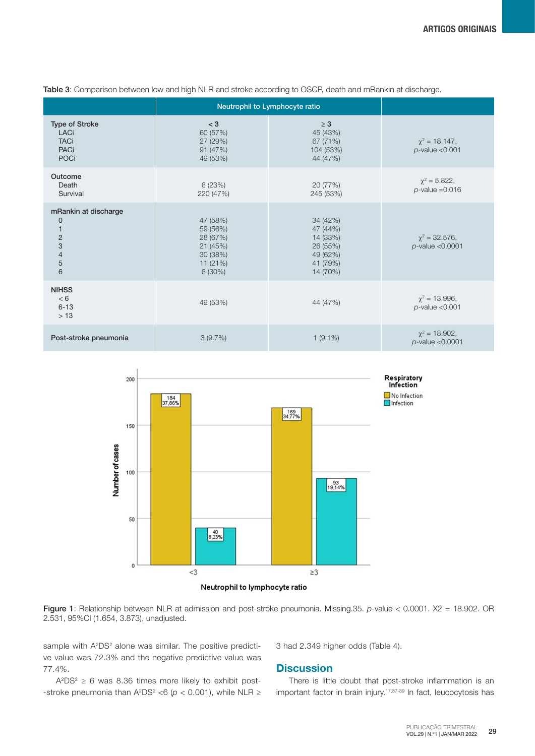**Table 3**: Comparison between low and high NLR and stroke according to OSCP, death and mRankin at discharge.

| | Neutrophil to Lymphocyte ratio | | |
|---|---|---|---|
| **Type of Stroke** | < 3 | ≥ 3 | |
| LACi | 60 (57%) | 45 (43%) | |
| TACi | 27 (29%) | 67 (71%) | $\chi^2$ = 18.147, |
| PACi | 91 (47%) | 104 (53%) | *p*-value <0.001 |
| POCi | 49 (53%) | 44 (47%) | |
| **Outcome** | | | |
| Death | 6 (23%) | 20 (77%) | $\chi^2$ = 5.822, |
| Survival | 220 (47%) | 245 (53%) | *p*-value =0.016 |
| **mRankin at discharge** | | | |
| 0 | 47 (58%) | 34 (42%) | |
| 1 | 59 (56%) | 47 (44%) | |
| 2 | 28 (67%) | 14 (33%) | |
| 3 | 21 (45%) | 26 (55%) | $\chi^2$ = 32.576, |
| 4 | 30 (38%) | 49 (62%) | *p*-value <0.0001 |
| 5 | 11 (21%) | 41 (79%) | |
| 6 | 6 (30%) | 14 (70%) | |
| **NIHSS** | | | |
| < 6 | | | |
| 6-13 | 49 (53%) | 44 (47%) | $\chi^2$ = 13.996, *p*-value <0.001 |
| > 13 | | | |
| **Post-stroke pneumonia** | 3 (9.7%) | 1 (9.1%) | $\chi^2$ = 18.902, *p*-value <0.0001 |

**Figure 1**: Relationship between NLR at admission and post-stroke pneumonia. Missing.35. *p*-value < 0.0001. X2 = 18.902. OR 2.531, 95%CI (1.654, 3.873), unadjusted.

sample with $A^2DS^2$ alone was similar. The positive predictive value was 72.3% and the negative predictive value was 77.4%.

$A^2DS^2$ ≥ 6 was 8.36 times more likely to exhibit post-stroke pneumonia than $A^2DS^2$ <6 ($p$ < 0.001), while NLR ≥ 3 had 2.349 higher odds (Table 4).

## Discussion

There is little doubt that post-stroke inflammation is an important factor in brain injury.[17,37-39] In fact, leucocytosis has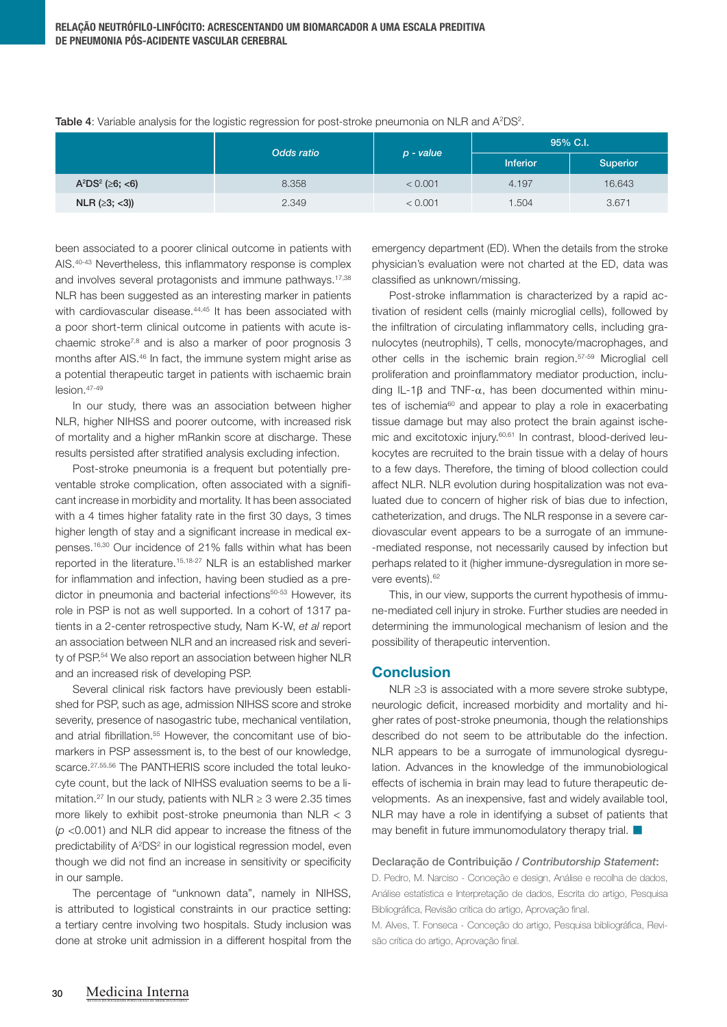**Table 4**: Variable analysis for the logistic regression for post-stroke pneumonia on NLR and $A^2DS^2$.

| | *Odds ratio* | *p - value* | 95% C.I. | |
|---|---|---|---|---|
| | | | Inferior | Superior |
| $A^2DS^2$ (≥6; <6) | 8.358 | < 0.001 | 4.197 | 16.643 |
| NLR (≥3; <3)) | 2.349 | < 0.001 | 1.504 | 3.671 |

been associated to a poorer clinical outcome in patients with AIS.[40-43] Nevertheless, this inflammatory response is complex and involves several protagonists and immune pathways.[17,38] NLR has been suggested as an interesting marker in patients with cardiovascular disease.[44,45] It has been associated with a poor short-term clinical outcome in patients with acute ischaemic stroke[7,8] and is also a marker of poor prognosis 3 months after AIS.[46] In fact, the immune system might arise as a potential therapeutic target in patients with ischaemic brain lesion.[47-49]

In our study, there was an association between higher NLR, higher NIHSS and poorer outcome, with increased risk of mortality and a higher mRankin score at discharge. These results persisted after stratified analysis excluding infection.

Post-stroke pneumonia is a frequent but potentially preventable stroke complication, often associated with a significant increase in morbidity and mortality. It has been associated with a 4 times higher fatality rate in the first 30 days, 3 times higher length of stay and a significant increase in medical expenses.[16,30] Our incidence of 21% falls within what has been reported in the literature.[15,18-27] NLR is an established marker for inflammation and infection, having been studied as a predictor in pneumonia and bacterial infections[50-53] However, its role in PSP is not as well supported. In a cohort of 1317 patients in a 2-center retrospective study, Nam K-W, *et al* report an association between NLR and an increased risk and severity of PSP.[54] We also report an association between higher NLR and an increased risk of developing PSP.

Several clinical risk factors have previously been established for PSP, such as age, admission NIHSS score and stroke severity, presence of nasogastric tube, mechanical ventilation, and atrial fibrillation.[55] However, the concomitant use of biomarkers in PSP assessment is, to the best of our knowledge, scarce.[27,55,56] The PANTHERIS score included the total leukocyte count, but the lack of NIHSS evaluation seems to be a limitation.[27] In our study, patients with NLR ≥ 3 were 2.35 times more likely to exhibit post-stroke pneumonia than NLR < 3 ($p$ <0.001) and NLR did appear to increase the fitness of the predictability of $A^2DS^2$ in our logistical regression model, even though we did not find an increase in sensitivity or specificity in our sample.

The percentage of "unknown data", namely in NIHSS, is attributed to logistical constraints in our practice setting: a tertiary centre involving two hospitals. Study inclusion was done at stroke unit admission in a different hospital from the emergency department (ED). When the details from the stroke physician's evaluation were not charted at the ED, data was classified as unknown/missing.

Post-stroke inflammation is characterized by a rapid activation of resident cells (mainly microglial cells), followed by the infiltration of circulating inflammatory cells, including granulocytes (neutrophils), T cells, monocyte/macrophages, and other cells in the ischemic brain region.[57-59] Microglial cell proliferation and proinflammatory mediator production, including IL-1β and TNF-α, has been documented within minutes of ischemia[60] and appear to play a role in exacerbating tissue damage but may also protect the brain against ischemic and excitotoxic injury.[60,61] In contrast, blood-derived leukocytes are recruited to the brain tissue with a delay of hours to a few days. Therefore, the timing of blood collection could affect NLR. NLR evolution during hospitalization was not evaluated due to concern of higher risk of bias due to infection, catheterization, and drugs. The NLR response in a severe cardiovascular event appears to be a surrogate of an immune-mediated response, not necessarily caused by infection but perhaps related to it (higher immune-dysregulation in more severe events).[62]

This, in our view, supports the current hypothesis of immune-mediated cell injury in stroke. Further studies are needed in determining the immunological mechanism of lesion and the possibility of therapeutic intervention.

## Conclusion

NLR ≥3 is associated with a more severe stroke subtype, neurologic deficit, increased morbidity and mortality and higher rates of post-stroke pneumonia, though the relationships described do not seem to be attributable do the infection. NLR appears to be a surrogate of immunological dysregulation. Advances in the knowledge of the immunobiological effects of ischemia in brain may lead to future therapeutic developments. As an inexpensive, fast and widely available tool, NLR may have a role in identifying a subset of patients that may benefit in future immunomodulatory therapy trial. ■

**Declaração de Contribuição / *Contributorship Statement*:**

D. Pedro, M. Narciso - Conceção e design, Análise e recolha de dados, Análise estatística e Interpretação de dados, Escrita do artigo, Pesquisa Bibliográfica, Revisão crítica do artigo, Aprovação final.

M. Alves, T. Fonseca - Conceção do artigo, Pesquisa bibliográfica, Revisão crítica do artigo, Aprovação final.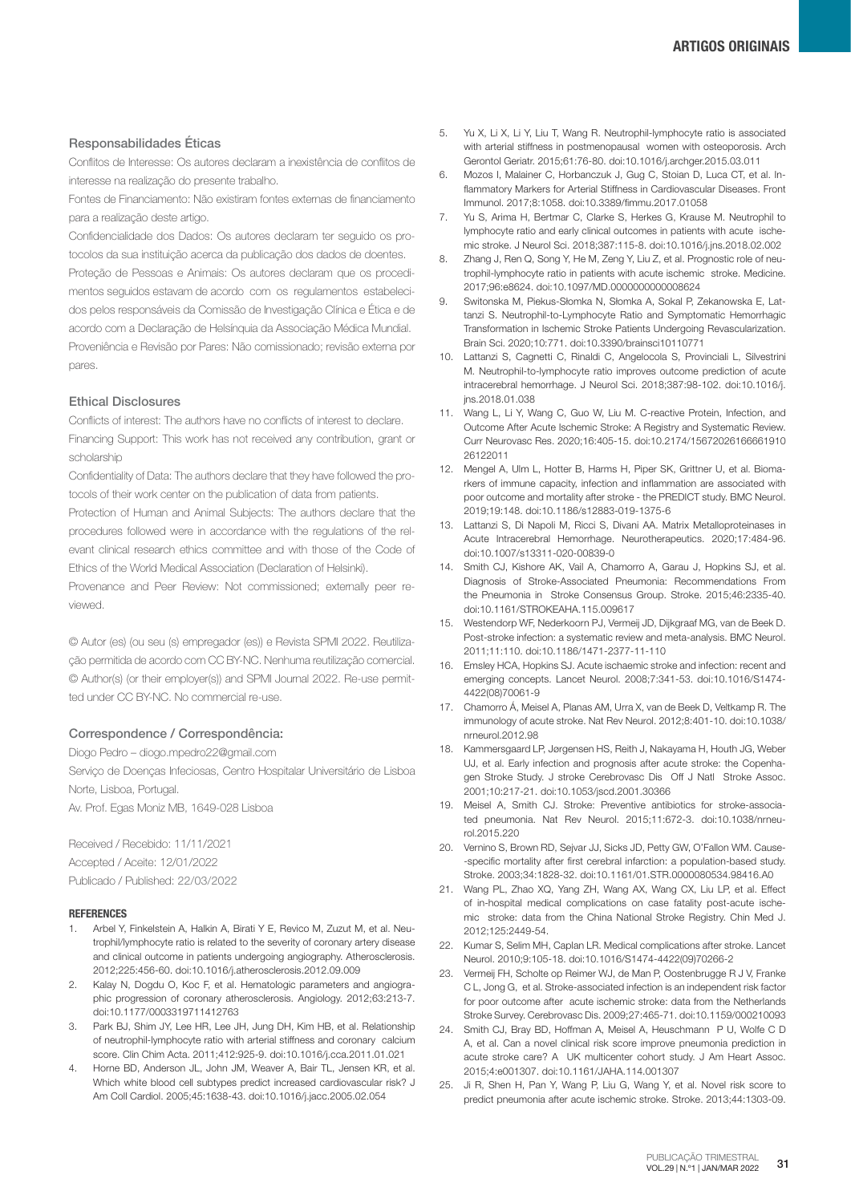### Responsabilidades Éticas

Conflitos de Interesse: Os autores declaram a inexistência de conflitos de interesse na realização do presente trabalho.

Fontes de Financiamento: Não existiram fontes externas de financiamento para a realização deste artigo.

Confidencialidade dos Dados: Os autores declaram ter seguido os protocolos da sua instituição acerca da publicação dos dados de doentes.

Proteção de Pessoas e Animais: Os autores declaram que os procedimentos seguidos estavam de acordo com os regulamentos estabelecidos pelos responsáveis da Comissão de Investigação Clínica e Ética e de acordo com a Declaração de Helsínquia da Associação Médica Mundial.

Proveniência e Revisão por Pares: Não comissionado; revisão externa por pares.

### Ethical Disclosures

Conflicts of interest: The authors have no conflicts of interest to declare.

Financing Support: This work has not received any contribution, grant or scholarship

Confidentiality of Data: The authors declare that they have followed the protocols of their work center on the publication of data from patients.

Protection of Human and Animal Subjects: The authors declare that the procedures followed were in accordance with the regulations of the relevant clinical research ethics committee and with those of the Code of Ethics of the World Medical Association (Declaration of Helsinki).

Provenance and Peer Review: Not commissioned; externally peer reviewed.

© Autor (es) (ou seu (s) empregador (es)) e Revista SPMI 2022. Reutilização permitida de acordo com CC BY-NC. Nenhuma reutilização comercial.
© Author(s) (or their employer(s)) and SPMI Journal 2022. Re-use permitted under CC BY-NC. No commercial re-use.

### Correspondence / Correspondência:

Diogo Pedro – diogo.mpedro22@gmail.com

Serviço de Doenças Infeciosas, Centro Hospitalar Universitário de Lisboa Norte, Lisboa, Portugal.

Av. Prof. Egas Moniz MB, 1649-028 Lisboa

Received / Recebido: 11/11/2021

Accepted / Aceite: 12/01/2022

Publicado / Published: 22/03/2022

#### REFERENCES

1. Arbel Y, Finkelstein A, Halkin A, Birati Y E, Revico M, Zuzut M, et al. Neutrophil/lymphocyte ratio is related to the severity of coronary artery disease and clinical outcome in patients undergoing angiography. Atherosclerosis. 2012;225:456-60. doi:10.1016/j.atherosclerosis.2012.09.009
2. Kalay N, Dogdu O, Koc F, et al. Hematologic parameters and angiographic progression of coronary atherosclerosis. Angiology. 2012;63:213-7. doi:10.1177/0003319711412763
3. Park BJ, Shim JY, Lee HR, Lee JH, Jung DH, Kim HB, et al. Relationship of neutrophil-lymphocyte ratio with arterial stiffness and coronary calcium score. Clin Chim Acta. 2011;412:925-9. doi:10.1016/j.cca.2011.01.021
4. Horne BD, Anderson JL, John JM, Weaver A, Bair TL, Jensen KR, et al. Which white blood cell subtypes predict increased cardiovascular risk? J Am Coll Cardiol. 2005;45:1638-43. doi:10.1016/j.jacc.2005.02.054
5. Yu X, Li X, Li Y, Liu T, Wang R. Neutrophil-lymphocyte ratio is associated with arterial stiffness in postmenopausal women with osteoporosis. Arch Gerontol Geriatr. 2015;61:76-80. doi:10.1016/j.archger.2015.03.011
6. Mozos I, Malainer C, Horbanczuk J, Gug C, Stoian D, Luca CT, et al. Inflammatory Markers for Arterial Stiffness in Cardiovascular Diseases. Front Immunol. 2017;8:1058. doi:10.3389/fimmu.2017.01058
7. Yu S, Arima H, Bertmar C, Clarke S, Herkes G, Krause M. Neutrophil to lymphocyte ratio and early clinical outcomes in patients with acute ischemic stroke. J Neurol Sci. 2018;387:115-8. doi:10.1016/j.jns.2018.02.002
8. Zhang J, Ren Q, Song Y, He M, Zeng Y, Liu Z, et al. Prognostic role of neutrophil-lymphocyte ratio in patients with acute ischemic stroke. Medicine. 2017;96:e8624. doi:10.1097/MD.0000000000008624
9. Switonska M, Piekus-Słomka N, Słomka A, Sokal P, Zekanowska E, Lattanzi S. Neutrophil-to-Lymphocyte Ratio and Symptomatic Hemorrhagic Transformation in Ischemic Stroke Patients Undergoing Revascularization. Brain Sci. 2020;10:771. doi:10.3390/brainsci10110771
10. Lattanzi S, Cagnetti C, Rinaldi C, Angelocola S, Provinciali L, Silvestrini M. Neutrophil-to-lymphocyte ratio improves outcome prediction of acute intracerebral hemorrhage. J Neurol Sci. 2018;387:98-102. doi:10.1016/j.jns.2018.01.038
11. Wang L, Li Y, Wang C, Guo W, Liu M. C-reactive Protein, Infection, and Outcome After Acute Ischemic Stroke: A Registry and Systematic Review. Curr Neurovasc Res. 2020;16:405-15. doi:10.2174/1567202616666191026122011
12. Mengel A, Ulm L, Hotter B, Harms H, Piper SK, Grittner U, et al. Biomarkers of immune capacity, infection and inflammation are associated with poor outcome and mortality after stroke - the PREDICT study. BMC Neurol. 2019;19:148. doi:10.1186/s12883-019-1375-6
13. Lattanzi S, Di Napoli M, Ricci S, Divani AA. Matrix Metalloproteinases in Acute Intracerebral Hemorrhage. Neurotherapeutics. 2020;17:484-96. doi:10.1007/s13311-020-00839-0
14. Smith CJ, Kishore AK, Vail A, Chamorro A, Garau J, Hopkins SJ, et al. Diagnosis of Stroke-Associated Pneumonia: Recommendations From the Pneumonia in Stroke Consensus Group. Stroke. 2015;46:2335-40. doi:10.1161/STROKEAHA.115.009617
15. Westendorp WF, Nederkoorn PJ, Vermeij JD, Dijkgraaf MG, van de Beek D. Post-stroke infection: a systematic review and meta-analysis. BMC Neurol. 2011;11:110. doi:10.1186/1471-2377-11-110
16. Emsley HCA, Hopkins SJ. Acute ischaemic stroke and infection: recent and emerging concepts. Lancet Neurol. 2008;7:341-53. doi:10.1016/S1474-4422(08)70061-9
17. Chamorro Á, Meisel A, Planas AM, Urra X, van de Beek D, Veltkamp R. The immunology of acute stroke. Nat Rev Neurol. 2012;8:401-10. doi:10.1038/nrneurol.2012.98
18. Kammersgaard LP, Jørgensen HS, Reith J, Nakayama H, Houth JG, Weber UJ, et al. Early infection and prognosis after acute stroke: the Copenhagen Stroke Study. J stroke Cerebrovasc Dis Off J Natl Stroke Assoc. 2001;10:217-21. doi:10.1053/jscd.2001.30366
19. Meisel A, Smith CJ. Stroke: Preventive antibiotics for stroke-associated pneumonia. Nat Rev Neurol. 2015;11:672-3. doi:10.1038/nrneurol.2015.220
20. Vernino S, Brown RD, Sejvar JJ, Sicks JD, Petty GW, O'Fallon WM. Cause-specific mortality after first cerebral infarction: a population-based study. Stroke. 2003;34:1828-32. doi:10.1161/01.STR.0000080534.98416.A0
21. Wang PL, Zhao XQ, Yang ZH, Wang AX, Wang CX, Liu LP, et al. Effect of in-hospital medical complications on case fatality post-acute ischemic stroke: data from the China National Stroke Registry. Chin Med J. 2012;125:2449-54.
22. Kumar S, Selim MH, Caplan LR. Medical complications after stroke. Lancet Neurol. 2010;9:105-18. doi:10.1016/S1474-4422(09)70266-2
23. Vermeij FH, Scholte op Reimer WJ, de Man P, Oostenbrugge R J V, Franke C L, Jong G, et al. Stroke-associated infection is an independent risk factor for poor outcome after acute ischemic stroke: data from the Netherlands Stroke Survey. Cerebrovasc Dis. 2009;27:465-71. doi:10.1159/000210093
24. Smith CJ, Bray BD, Hoffman A, Meisel A, Heuschmann P U, Wolfe C D A, et al. Can a novel clinical risk score improve pneumonia prediction in acute stroke care? A UK multicenter cohort study. J Am Heart Assoc. 2015;4:e001307. doi:10.1161/JAHA.114.001307
25. Ji R, Shen H, Pan Y, Wang P, Liu G, Wang Y, et al. Novel risk score to predict pneumonia after acute ischemic stroke. Stroke. 2013;44:1303-09.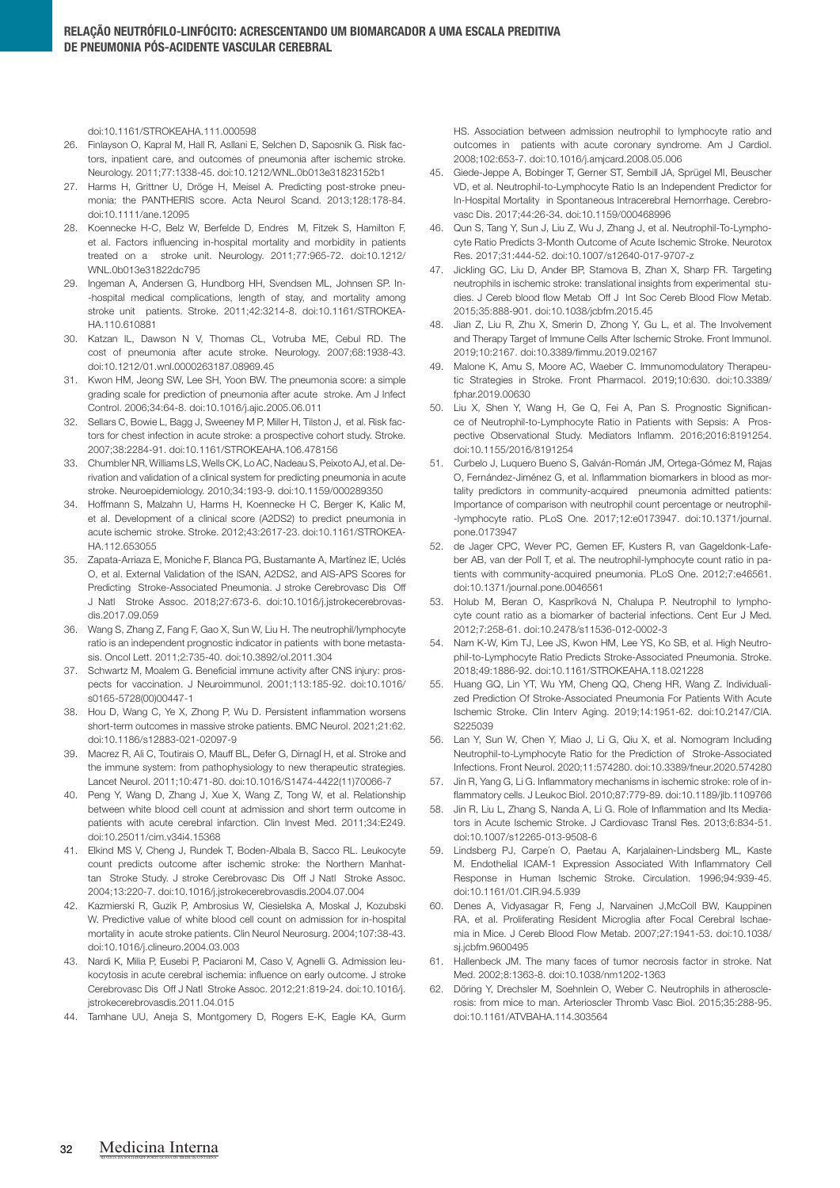doi:10.1161/STROKEAHA.111.000598

26. Finlayson O, Kapral M, Hall R, Asllani E, Selchen D, Saposnik G. Risk factors, inpatient care, and outcomes of pneumonia after ischemic stroke. Neurology. 2011;77:1338-45. doi:10.1212/WNL.0b013e31823152b1
27. Harms H, Grittner U, Dröge H, Meisel A. Predicting post-stroke pneumonia: the PANTHERIS score. Acta Neurol Scand. 2013;128:178-84. doi:10.1111/ane.12095
28. Koennecke H-C, Belz W, Berfelde D, Endres M, Fitzek S, Hamilton F, et al. Factors influencing in-hospital mortality and morbidity in patients treated on a stroke unit. Neurology. 2011;77:965-72. doi:10.1212/WNL.0b013e31822dc795
29. Ingeman A, Andersen G, Hundborg HH, Svendsen ML, Johnsen SP. In-hospital medical complications, length of stay, and mortality among stroke unit patients. Stroke. 2011;42:3214-8. doi:10.1161/STROKEAHA.110.610881
30. Katzan IL, Dawson N V, Thomas CL, Votruba ME, Cebul RD. The cost of pneumonia after acute stroke. Neurology. 2007;68:1938-43. doi:10.1212/01.wnl.0000263187.08969.45
31. Kwon HM, Jeong SW, Lee SH, Yoon BW. The pneumonia score: a simple grading scale for prediction of pneumonia after acute stroke. Am J Infect Control. 2006;34:64-8. doi:10.1016/j.ajic.2005.06.011
32. Sellars C, Bowie L, Bagg J, Sweeney M P, Miller H, Tilston J, et al. Risk factors for chest infection in acute stroke: a prospective cohort study. Stroke. 2007;38:2284-91. doi:10.1161/STROKEAHA.106.478156
33. Chumbler NR, Williams LS, Wells CK, Lo AC, Nadeau S, Peixoto AJ, et al. Derivation and validation of a clinical system for predicting pneumonia in acute stroke. Neuroepidemiology. 2010;34:193-9. doi:10.1159/000289350
34. Hoffmann S, Malzahn U, Harms H, Koennecke H C, Berger K, Kalic M, et al. Development of a clinical score (A2DS2) to predict pneumonia in acute ischemic stroke. Stroke. 2012;43:2617-23. doi:10.1161/STROKEAHA.112.653055
35. Zapata-Arriaza E, Moniche F, Blanca PG, Bustamante A, Martínez IE, Uclés O, et al. External Validation of the ISAN, A2DS2, and AIS-APS Scores for Predicting Stroke-Associated Pneumonia. J stroke Cerebrovasc Dis Off J Natl Stroke Assoc. 2018;27:673-6. doi:10.1016/j.jstrokecerebrovasdis.2017.09.059
36. Wang S, Zhang Z, Fang F, Gao X, Sun W, Liu H. The neutrophil/lymphocyte ratio is an independent prognostic indicator in patients with bone metastasis. Oncol Lett. 2011;2:735-40. doi:10.3892/ol.2011.304
37. Schwartz M, Moalem G. Beneficial immune activity after CNS injury: prospects for vaccination. J Neuroimmunol. 2001;113:185-92. doi:10.1016/s0165-5728(00)00447-1
38. Hou D, Wang C, Ye X, Zhong P, Wu D. Persistent inflammation worsens short-term outcomes in massive stroke patients. BMC Neurol. 2021;21:62. doi:10.1186/s12883-021-02097-9
39. Macrez R, Ali C, Toutirais O, Mauff BL, Defer G, Dirnagl H, et al. Stroke and the immune system: from pathophysiology to new therapeutic strategies. Lancet Neurol. 2011;10:471-80. doi:10.1016/S1474-4422(11)70066-7
40. Peng Y, Wang D, Zhang J, Xue X, Wang Z, Tong W, et al. Relationship between white blood cell count at admission and short term outcome in patients with acute cerebral infarction. Clin Invest Med. 2011;34:E249. doi:10.25011/cim.v34i4.15368
41. Elkind MS V, Cheng J, Rundek T, Boden-Albala B, Sacco RL. Leukocyte count predicts outcome after ischemic stroke: the Northern Manhattan Stroke Study. J stroke Cerebrovasc Dis Off J Natl Stroke Assoc. 2004;13:220-7. doi:10.1016/j.jstrokecerebrovasdis.2004.07.004
42. Kazmierski R, Guzik P, Ambrosius W, Ciesielska A, Moskal J, Kozubski W. Predictive value of white blood cell count on admission for in-hospital mortality in acute stroke patients. Clin Neurol Neurosurg. 2004;107:38-43. doi:10.1016/j.clineuro.2004.03.003
43. Nardi K, Milia P, Eusebi P, Paciaroni M, Caso V, Agnelli G. Admission leukocytosis in acute cerebral ischemia: influence on early outcome. J stroke Cerebrovasc Dis Off J Natl Stroke Assoc. 2012;21:819-24. doi:10.1016/j.jstrokecerebrovasdis.2011.04.015
44. Tamhane UU, Aneja S, Montgomery D, Rogers E-K, Eagle KA, Gurm HS. Association between admission neutrophil to lymphocyte ratio and outcomes in patients with acute coronary syndrome. Am J Cardiol. 2008;102:653-7. doi:10.1016/j.amjcard.2008.05.006
45. Giede-Jeppe A, Bobinger T, Gerner ST, Sembill JA, Sprügel MI, Beuscher VD, et al. Neutrophil-to-Lymphocyte Ratio Is an Independent Predictor for In-Hospital Mortality in Spontaneous Intracerebral Hemorrhage. Cerebrovasc Dis. 2017;44:26-34. doi:10.1159/000468996
46. Qun S, Tang Y, Sun J, Liu Z, Wu J, Zhang J, et al. Neutrophil-To-Lymphocyte Ratio Predicts 3-Month Outcome of Acute Ischemic Stroke. Neurotox Res. 2017;31:444-52. doi:10.1007/s12640-017-9707-z
47. Jickling GC, Liu D, Ander BP, Stamova B, Zhan X, Sharp FR. Targeting neutrophils in ischemic stroke: translational insights from experimental studies. J Cereb blood flow Metab Off J Int Soc Cereb Blood Flow Metab. 2015;35:888-901. doi:10.1038/jcbfm.2015.45
48. Jian Z, Liu R, Zhu X, Smerin D, Zhong Y, Gu L, et al. The Involvement and Therapy Target of Immune Cells After Ischemic Stroke. Front Immunol. 2019;10:2167. doi:10.3389/fimmu.2019.02167
49. Malone K, Amu S, Moore AC, Waeber C. Immunomodulatory Therapeutic Strategies in Stroke. Front Pharmacol. 2019;10:630. doi:10.3389/fphar.2019.00630
50. Liu X, Shen Y, Wang H, Ge Q, Fei A, Pan S. Prognostic Significance of Neutrophil-to-Lymphocyte Ratio in Patients with Sepsis: A Prospective Observational Study. Mediators Inflamm. 2016;2016:8191254. doi:10.1155/2016/8191254
51. Curbelo J, Luquero Bueno S, Galván-Román JM, Ortega-Gómez M, Rajas O, Fernández-Jiménez G, et al. Inflammation biomarkers in blood as mortality predictors in community-acquired pneumonia admitted patients: Importance of comparison with neutrophil count percentage or neutrophil-lymphocyte ratio. PLoS One. 2017;12:e0173947. doi:10.1371/journal.pone.0173947
52. de Jager CPC, Wever PC, Gemen EF, Kusters R, van Gageldonk-Lafeber AB, van der Poll T, et al. The neutrophil-lymphocyte count ratio in patients with community-acquired pneumonia. PLoS One. 2012;7:e46561. doi:10.1371/journal.pone.0046561
53. Holub M, Beran O, Kaspriková N, Chalupa P. Neutrophil to lymphocyte count ratio as a biomarker of bacterial infections. Cent Eur J Med. 2012;7:258-61. doi:10.2478/s11536-012-0002-3
54. Nam K-W, Kim TJ, Lee JS, Kwon HM, Lee YS, Ko SB, et al. High Neutrophil-to-Lymphocyte Ratio Predicts Stroke-Associated Pneumonia. Stroke. 2018;49:1886-92. doi:10.1161/STROKEAHA.118.021228
55. Huang GQ, Lin YT, Wu YM, Cheng QQ, Cheng HR, Wang Z. Individualized Prediction Of Stroke-Associated Pneumonia For Patients With Acute Ischemic Stroke. Clin Interv Aging. 2019;14:1951-62. doi:10.2147/CIA.S225039
56. Lan Y, Sun W, Chen Y, Miao J, Li G, Qiu X, et al. Nomogram Including Neutrophil-to-Lymphocyte Ratio for the Prediction of Stroke-Associated Infections. Front Neurol. 2020;11:574280. doi:10.3389/fneur.2020.574280
57. Jin R, Yang G, Li G. Inflammatory mechanisms in ischemic stroke: role of inflammatory cells. J Leukoc Biol. 2010;87:779-89. doi:10.1189/jlb.1109766
58. Jin R, Liu L, Zhang S, Nanda A, Li G. Role of Inflammation and Its Mediators in Acute Ischemic Stroke. J Cardiovasc Transl Res. 2013;6:834-51. doi:10.1007/s12265-013-9508-6
59. Lindsberg PJ, Carpe'n O, Paetau A, Karjalainen-Lindsberg ML, Kaste M. Endothelial ICAM-1 Expression Associated With Inflammatory Cell Response in Human Ischemic Stroke. Circulation. 1996;94:939-45. doi:10.1161/01.CIR.94.5.939
60. Denes A, Vidyasagar R, Feng J, Narvainen J,McColl BW, Kauppinen RA, et al. Proliferating Resident Microglia after Focal Cerebral Ischaemia in Mice. J Cereb Blood Flow Metab. 2007;27:1941-53. doi:10.1038/sj.jcbfm.9600495
61. Hallenbeck JM. The many faces of tumor necrosis factor in stroke. Nat Med. 2002;8:1363-8. doi:10.1038/nm1202-1363
62. Döring Y, Drechsler M, Soehnlein O, Weber C. Neutrophils in atherosclerosis: from mice to man. Arterioscler Thromb Vasc Biol. 2015;35:288-95. doi:10.1161/ATVBAHA.114.303564